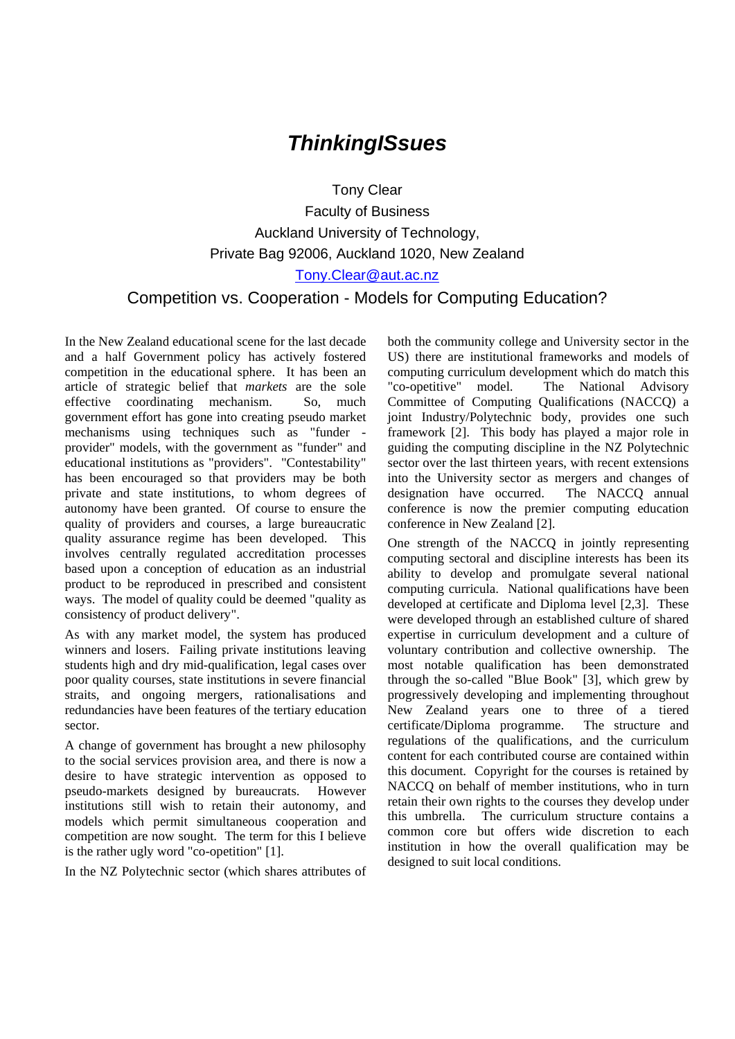# *ThinkingISsues*

Tony Clear

Faculty of Business

Auckland University of Technology,

Private Bag 92006, Auckland 1020, New Zealand

Tony.Clear@aut.ac.nz

## Competition vs. Cooperation - Models for Computing Education?

In the New Zealand educational scene for the last decade and a half Government policy has actively fostered competition in the educational sphere. It has been an article of strategic belief that *markets* are the sole effective coordinating mechanism. So, much government effort has gone into creating pseudo market mechanisms using techniques such as "funder - provider" models, with the government as "funder" and educational institutions as "providers". "Contestability" has been encouraged so that providers may be both private and state institutions, to whom degrees of autonomy have been granted. Of course to ensure the quality of providers and courses, a large bureaucratic quality assurance regime has been developed. This involves centrally regulated accreditation processes based upon a conception of education as an industrial product to be reproduced in prescribed and consistent ways. The model of quality could be deemed "quality as consistency of product delivery".

As with any market model, the system has produced winners and losers. Failing private institutions leaving students high and dry mid-qualification, legal cases over poor quality courses, state institutions in severe financial straits, and ongoing mergers, rationalisations and redundancies have been features of the tertiary education sector.

A change of government has brought a new philosophy to the social services provision area, and there is now a desire to have strategic intervention as opposed to pseudo-markets designed by bureaucrats. However institutions still wish to retain their autonomy, and models which permit simultaneous cooperation and competition are now sought. The term for this I believe is the rather ugly word "co-opetition" [1].

In the NZ Polytechnic sector (which shares attributes of both the community college and University sector in the US) there are institutional frameworks and models of computing curriculum development which do match this "co-opetitive" model. The National Advisory Committee of Computing Qualifications (NACCQ) a joint Industry/Polytechnic body, provides one such framework [2]. This body has played a major role in guiding the computing discipline in the NZ Polytechnic sector over the last thirteen years, with recent extensions into the University sector as mergers and changes of designation have occurred. The NACCQ annual conference is now the premier computing education conference in New Zealand [2].

One strength of the NACCQ in jointly representing computing sectoral and discipline interests has been its ability to develop and promulgate several national computing curricula. National qualifications have been developed at certificate and Diploma level [2,3]. These were developed through an established culture of shared expertise in curriculum development and a culture of voluntary contribution and collective ownership. The most notable qualification has been demonstrated through the so-called "Blue Book" [3], which grew by progressively developing and implementing throughout New Zealand years one to three of a tiered certificate/Diploma programme. The structure and regulations of the qualifications, and the curriculum content for each contributed course are contained within this document. Copyright for the courses is retained by NACCQ on behalf of member institutions, who in turn retain their own rights to the courses they develop under this umbrella. The curriculum structure contains a common core but offers wide discretion to each institution in how the overall qualification may be designed to suit local conditions.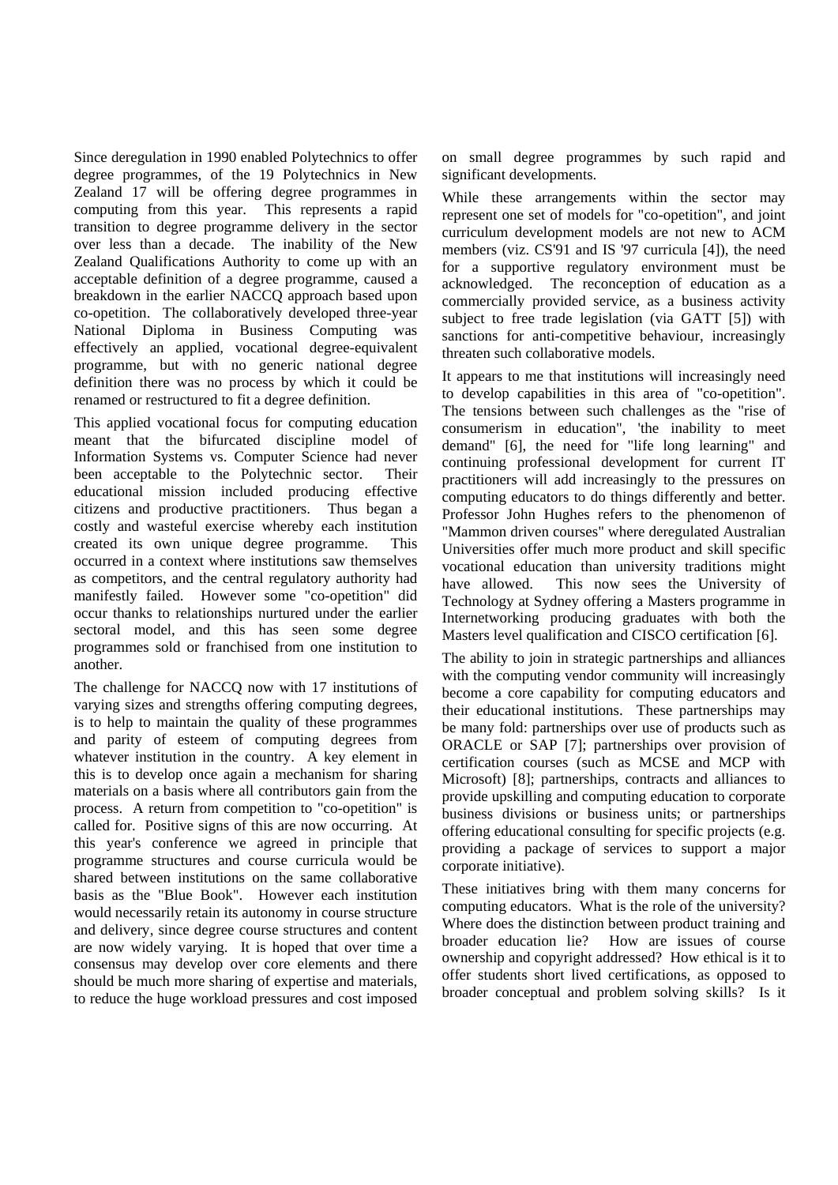Since deregulation in 1990 enabled Polytechnics to offer degree programmes, of the 19 Polytechnics in New Zealand 17 will be offering degree programmes in computing from this year. This represents a rapid transition to degree programme delivery in the sector over less than a decade. The inability of the New Zealand Qualifications Authority to come up with an acceptable definition of a degree programme, caused a breakdown in the earlier NACCQ approach based upon co-opetition. The collaboratively developed three-year National Diploma in Business Computing was effectively an applied, vocational degree-equivalent programme, but with no generic national degree definition there was no process by which it could be renamed or restructured to fit a degree definition.

This applied vocational focus for computing education meant that the bifurcated discipline model of Information Systems vs. Computer Science had never been acceptable to the Polytechnic sector. Their educational mission included producing effective citizens and productive practitioners. Thus began a costly and wasteful exercise whereby each institution created its own unique degree programme. This occurred in a context where institutions saw themselves as competitors, and the central regulatory authority had manifestly failed. However some "co-opetition" did occur thanks to relationships nurtured under the earlier sectoral model, and this has seen some degree programmes sold or franchised from one institution to another.

The challenge for NACCQ now with 17 institutions of varying sizes and strengths offering computing degrees, is to help to maintain the quality of these programmes and parity of esteem of computing degrees from whatever institution in the country. A key element in this is to develop once again a mechanism for sharing materials on a basis where all contributors gain from the process. A return from competition to "co-opetition" is called for. Positive signs of this are now occurring. At this year's conference we agreed in principle that programme structures and course curricula would be shared between institutions on the same collaborative basis as the "Blue Book". However each institution would necessarily retain its autonomy in course structure and delivery, since degree course structures and content are now widely varying. It is hoped that over time a consensus may develop over core elements and there should be much more sharing of expertise and materials, to reduce the huge workload pressures and cost imposed on small degree programmes by such rapid and significant developments.

While these arrangements within the sector may represent one set of models for "co-opetition", and joint curriculum development models are not new to ACM members (viz. CS'91 and IS '97 curricula [4]), the need for a supportive regulatory environment must be acknowledged. The reconception of education as a commercially provided service, as a business activity subject to free trade legislation (via GATT [5]) with sanctions for anti-competitive behaviour, increasingly threaten such collaborative models.

It appears to me that institutions will increasingly need to develop capabilities in this area of "co-opetition". The tensions between such challenges as the "rise of consumerism in education", 'the inability to meet demand" [6], the need for "life long learning" and continuing professional development for current IT practitioners will add increasingly to the pressures on computing educators to do things differently and better. Professor John Hughes refers to the phenomenon of "Mammon driven courses" where deregulated Australian Universities offer much more product and skill specific vocational education than university traditions might have allowed. This now sees the University of Technology at Sydney offering a Masters programme in Internetworking producing graduates with both the Masters level qualification and CISCO certification [6].

The ability to join in strategic partnerships and alliances with the computing vendor community will increasingly become a core capability for computing educators and their educational institutions. These partnerships may be many fold: partnerships over use of products such as ORACLE or SAP [7]; partnerships over provision of certification courses (such as MCSE and MCP with Microsoft) [8]; partnerships, contracts and alliances to provide upskilling and computing education to corporate business divisions or business units; or partnerships offering educational consulting for specific projects (e.g. providing a package of services to support a major corporate initiative).

These initiatives bring with them many concerns for computing educators. What is the role of the university? Where does the distinction between product training and broader education lie? How are issues of course ownership and copyright addressed? How ethical is it to offer students short lived certifications, as opposed to broader conceptual and problem solving skills? Is it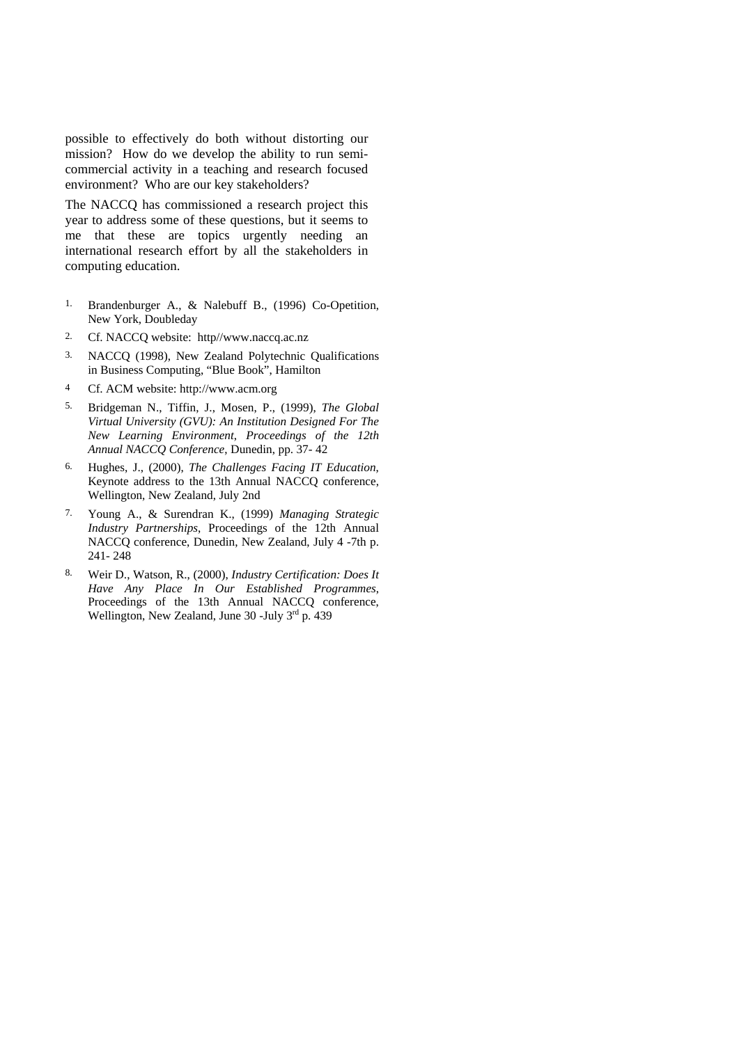possible to effectively do both without distorting our mission? How do we develop the ability to run semi-commercial activity in a teaching and research focused environment? Who are our key stakeholders?

The NACCQ has commissioned a research project this year to address some of these questions, but it seems to me that these are topics urgently needing an international research effort by all the stakeholders in computing education.

1. Brandenburger A., & Nalebuff B., (1996) Co-Opetition, New York, Doubleday
2. Cf. NACCQ website: http//www.naccq.ac.nz
3. NACCQ (1998), New Zealand Polytechnic Qualifications in Business Computing, "Blue Book", Hamilton
4. Cf. ACM website: http://www.acm.org
5. Bridgeman N., Tiffin, J., Mosen, P., (1999), *The Global Virtual University (GVU): An Institution Designed For The New Learning Environment, Proceedings of the 12th Annual NACCQ Conference*, Dunedin, pp. 37- 42
6. Hughes, J., (2000), *The Challenges Facing IT Education*, Keynote address to the 13th Annual NACCQ conference, Wellington, New Zealand, July 2nd
7. Young A., & Surendran K., (1999) *Managing Strategic Industry Partnerships*, Proceedings of the 12th Annual NACCQ conference, Dunedin, New Zealand, July 4 -7th p. 241- 248
8. Weir D., Watson, R., (2000), *Industry Certification: Does It Have Any Place In Our Established Programmes*, Proceedings of the 13th Annual NACCQ conference, Wellington, New Zealand, June 30 -July 3rd p. 439